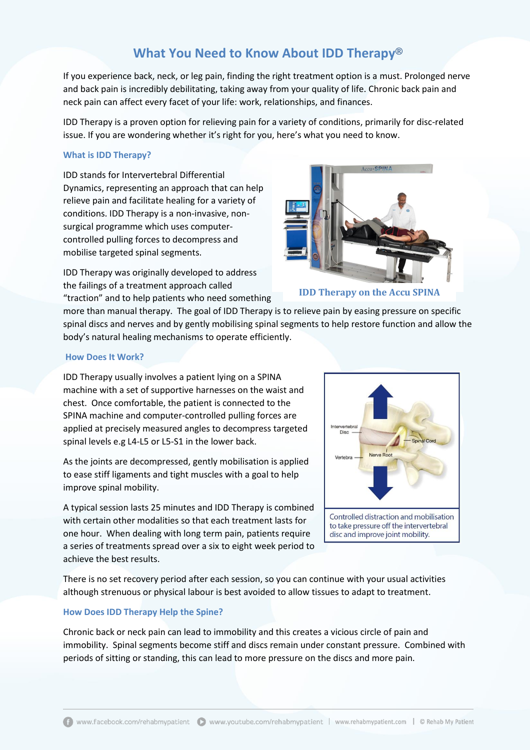# What You Need to Know About IDD Therapy®

If you experience back, neck, or leg pain, finding the right treatment option is a must. Prolonged nerve and back pain is incredibly debilitating, taking away from your quality of life. Chronic back pain and neck pain can affect every facet of your life: work, relationships, and finances.

IDD Therapy is a proven option for relieving pain for a variety of conditions, primarily for disc-related issue. If you are wondering whether it's right for you, here's what you need to know.

## What is IDD Therapy?

IDD stands for Intervertebral Differential Dynamics, representing an approach that can help relieve pain and facilitate healing for a variety of conditions. IDD Therapy is a non-invasive, non-surgical programme which uses computer-controlled pulling forces to decompress and mobilise targeted spinal segments.

IDD Therapy on the Accu SPINA

IDD Therapy was originally developed to address the failings of a treatment approach called "traction" and to help patients who need something more than manual therapy. The goal of IDD Therapy is to relieve pain by easing pressure on specific spinal discs and nerves and by gently mobilising spinal segments to help restore function and allow the body's natural healing mechanisms to operate efficiently.

## How Does It Work?

IDD Therapy usually involves a patient lying on a SPINA machine with a set of supportive harnesses on the waist and chest. Once comfortable, the patient is connected to the SPINA machine and computer-controlled pulling forces are applied at precisely measured angles to decompress targeted spinal levels e.g L4-L5 or L5-S1 in the lower back.

As the joints are decompressed, gently mobilisation is applied to ease stiff ligaments and tight muscles with a goal to help improve spinal mobility.

A typical session lasts 25 minutes and IDD Therapy is combined with certain other modalities so that each treatment lasts for one hour. When dealing with long term pain, patients require a series of treatments spread over a six to eight week period to achieve the best results.

Controlled distraction and mobilisation to take pressure off the intervertebral disc and improve joint mobility.

There is no set recovery period after each session, so you can continue with your usual activities although strenuous or physical labour is best avoided to allow tissues to adapt to treatment.

## How Does IDD Therapy Help the Spine?

Chronic back or neck pain can lead to immobility and this creates a vicious circle of pain and immobility. Spinal segments become stiff and discs remain under constant pressure. Combined with periods of sitting or standing, this can lead to more pressure on the discs and more pain.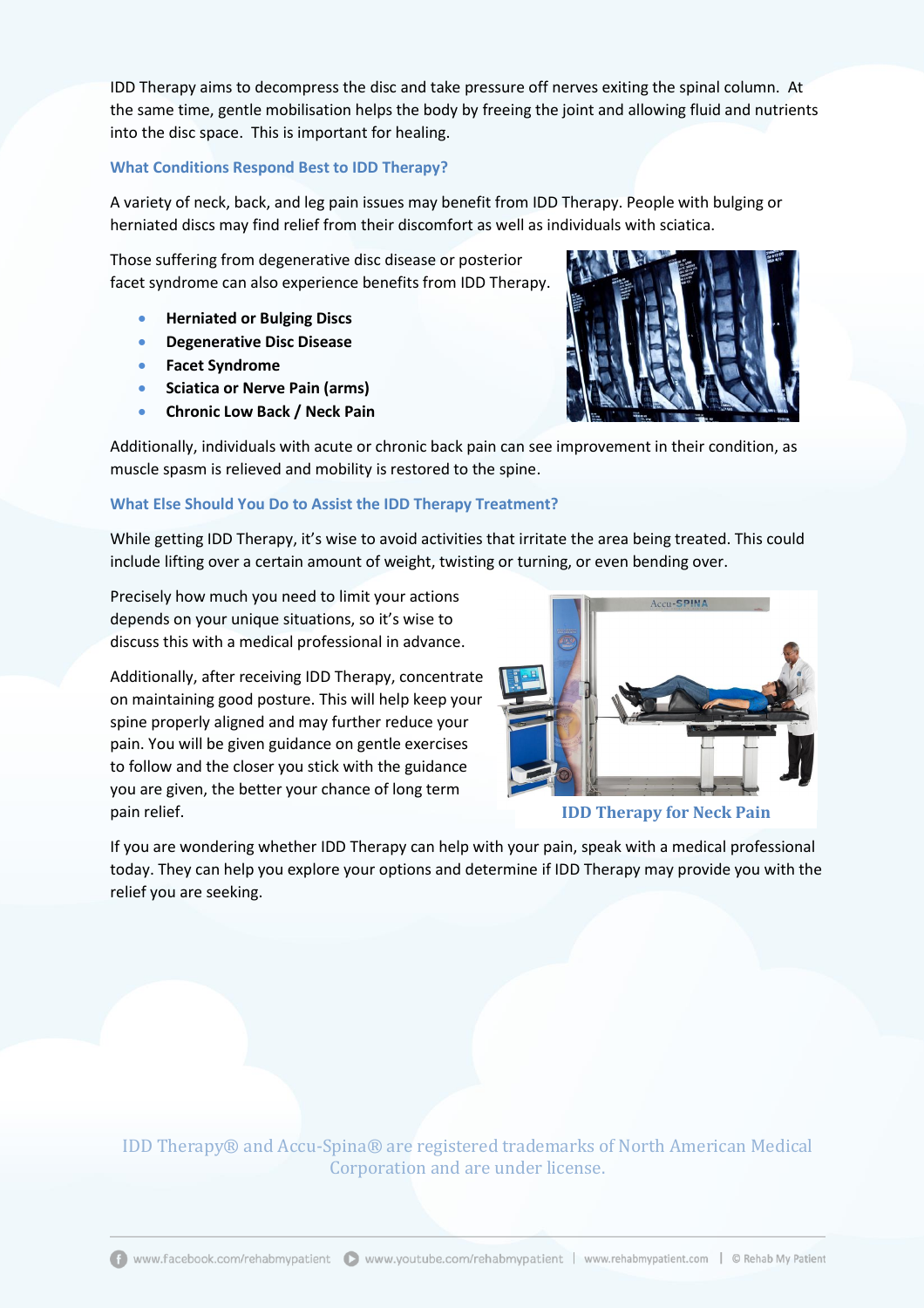IDD Therapy aims to decompress the disc and take pressure off nerves exiting the spinal column. At the same time, gentle mobilisation helps the body by freeing the joint and allowing fluid and nutrients into the disc space. This is important for healing.

### What Conditions Respond Best to IDD Therapy?

A variety of neck, back, and leg pain issues may benefit from IDD Therapy. People with bulging or herniated discs may find relief from their discomfort as well as individuals with sciatica.

Those suffering from degenerative disc disease or posterior facet syndrome can also experience benefits from IDD Therapy.

- **Herniated or Bulging Discs**
- **Degenerative Disc Disease**
- **Facet Syndrome**
- **Sciatica or Nerve Pain (arms)**
- **Chronic Low Back / Neck Pain**

Additionally, individuals with acute or chronic back pain can see improvement in their condition, as muscle spasm is relieved and mobility is restored to the spine.

### What Else Should You Do to Assist the IDD Therapy Treatment?

While getting IDD Therapy, it's wise to avoid activities that irritate the area being treated. This could include lifting over a certain amount of weight, twisting or turning, or even bending over.

Precisely how much you need to limit your actions depends on your unique situations, so it's wise to discuss this with a medical professional in advance.

Additionally, after receiving IDD Therapy, concentrate on maintaining good posture. This will help keep your spine properly aligned and may further reduce your pain. You will be given guidance on gentle exercises to follow and the closer you stick with the guidance you are given, the better your chance of long term pain relief.

IDD Therapy for Neck Pain

If you are wondering whether IDD Therapy can help with your pain, speak with a medical professional today. They can help you explore your options and determine if IDD Therapy may provide you with the relief you are seeking.

IDD Therapy® and Accu-Spina® are registered trademarks of North American Medical Corporation and are under license.